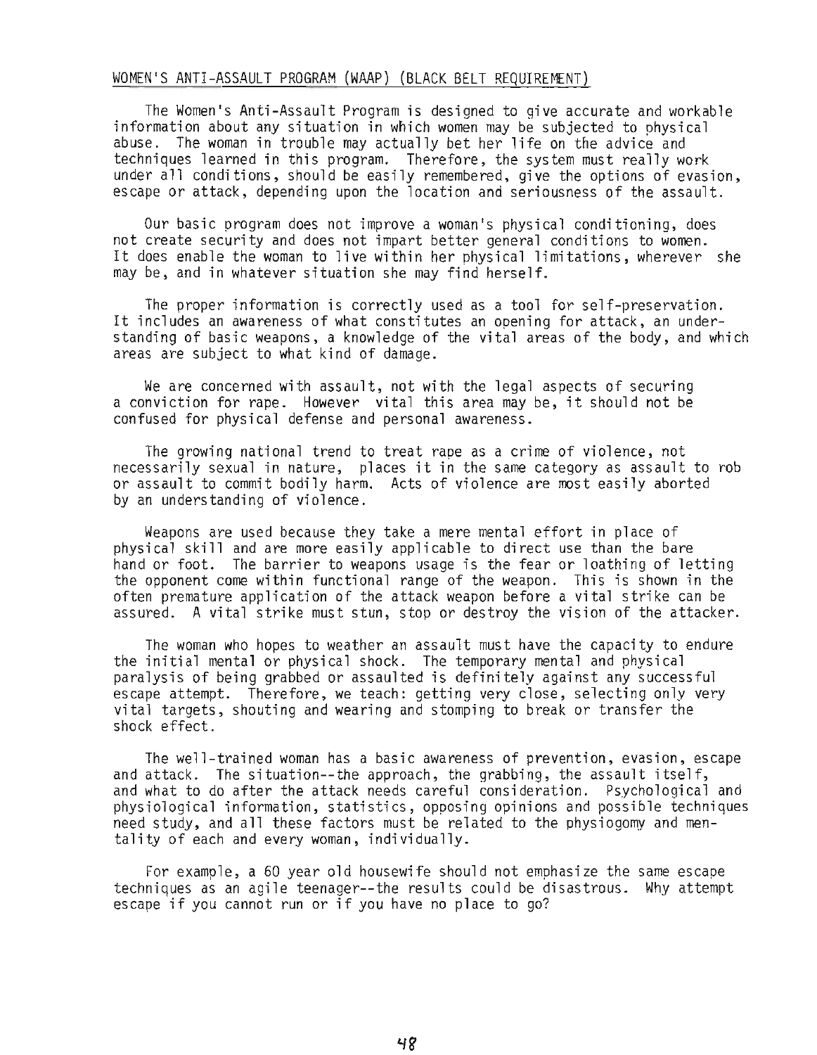## WOMEN'S ANTI-ASSAULT PROGRAM (WAAP) (BLACK BELT REQUIREMENT)

The Women's Anti-Assault Program is designed to give accurate and workable information about any situation in which women may be subjected to physical abuse. The woman in trouble may actually bet her life on the advice and techniques learned in this program. Therefore, the system must really work under all conditions, should be easily remembered, give the options of evasion, escape or attack, depending upon the location and seriousness of the assault.

Our basic program does not improve a woman's physical conditioning, does not create security and does not impart better general conditions to women. It does enable the woman to live within her physical limitations, wherever she may be, and in whatever situation she may find herself.

The proper information is correctly used as a tool for self-preservation. It includes an awareness of what constitutes an opening for attack, an understanding of basic weapons, a knowledge of the vital areas of the body, and which areas are subject to what kind of damage.

We are concerned with assault, not with the legal aspects of securing a conviction for rape. However vital this area may be, it should not be confused for physical defense and personal awareness.

The growing national trend to treat rape as a crime of violence, not necessarily sexual in nature, places it in the same category as assault to rob or assault to commit bodily harm. Acts of violence are most easily aborted by an understanding of violence.

Weapons are used because they take a mere mental effort in place of physical skill and are more easily applicable to direct use than the bare hand or foot. The barrier to weapons usage is the fear or loathing of letting the opponent come within functional range of the weapon. This is shown in the often premature application of the attack weapon before a vital strike can be assured. A vital strike must stun, stop or destroy the vision of the attacker.

The woman who hopes to weather an assault must have the capacity to endure the initial mental or physical shock. The temporary mental and physical paralysis of being grabbed or assaulted is definitely against any successful escape attempt. Therefore, we teach: getting very close, selecting only very vital targets, shouting and wearing and stomping to break or transfer the shock effect.

The well-trained woman has a basic awareness of prevention, evasion, escape and attack. The situation--the approach, the grabbing, the assault itself, and what to do after the attack needs careful consideration. Psychological and physiological information, statistics, opposing opinions and possible techniques need study, and all these factors must be related to the physiogomy and mentality of each and every woman, individually.

For example, a 60 year old housewife should not emphasize the same escape techniques as an agile teenager--the results could be disastrous. Why attempt escape if you cannot run or if you have no place to go?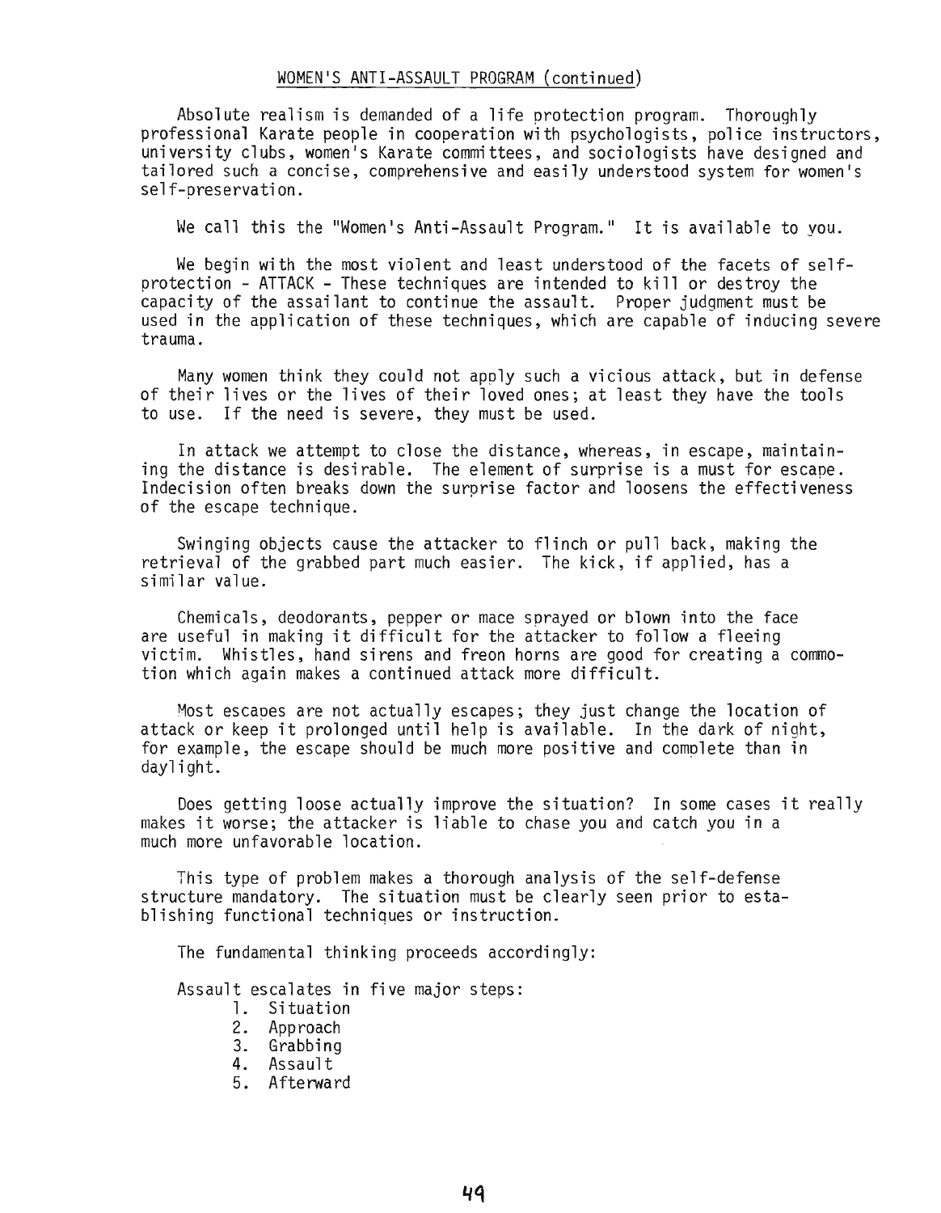## WOMEN'S ANTI-ASSAULT PROGRAM (continued)

Absolute realism is demanded of a life protection program. Thoroughly professional Karate people in cooperation with psychologists, police instructors, university clubs, women's Karate committees, and sociologists have designed and tailored such a concise, comprehensive and easily understood system for women's self-preservation.

We call this the "Women's Anti-Assault Program." It is available to you.

We begin with the most violent and least understood of the facets of self-protection - ATTACK - These techniques are intended to kill or destroy the capacity of the assailant to continue the assault. Proper judgment must be used in the application of these techniques, which are capable of inducing severe trauma.

Many women think they could not apply such a vicious attack, but in defense of their lives or the lives of their loved ones; at least they have the tools to use. If the need is severe, they must be used.

In attack we attempt to close the distance, whereas, in escape, maintaining the distance is desirable. The element of surprise is a must for escape. Indecision often breaks down the surprise factor and loosens the effectiveness of the escape technique.

Swinging objects cause the attacker to flinch or pull back, making the retrieval of the grabbed part much easier. The kick, if applied, has a similar value.

Chemicals, deodorants, pepper or mace sprayed or blown into the face are useful in making it difficult for the attacker to follow a fleeing victim. Whistles, hand sirens and freon horns are good for creating a commotion which again makes a continued attack more difficult.

Most escapes are not actually escapes; they just change the location of attack or keep it prolonged until help is available. In the dark of night, for example, the escape should be much more positive and complete than in daylight.

Does getting loose actually improve the situation? In some cases it really makes it worse; the attacker is liable to chase you and catch you in a much more unfavorable location.

This type of problem makes a thorough analysis of the self-defense structure mandatory. The situation must be clearly seen prior to establishing functional techniques or instruction.

The fundamental thinking proceeds accordingly:

Assault escalates in five major steps:

1. Situation
2. Approach
3. Grabbing
4. Assault
5. Afterward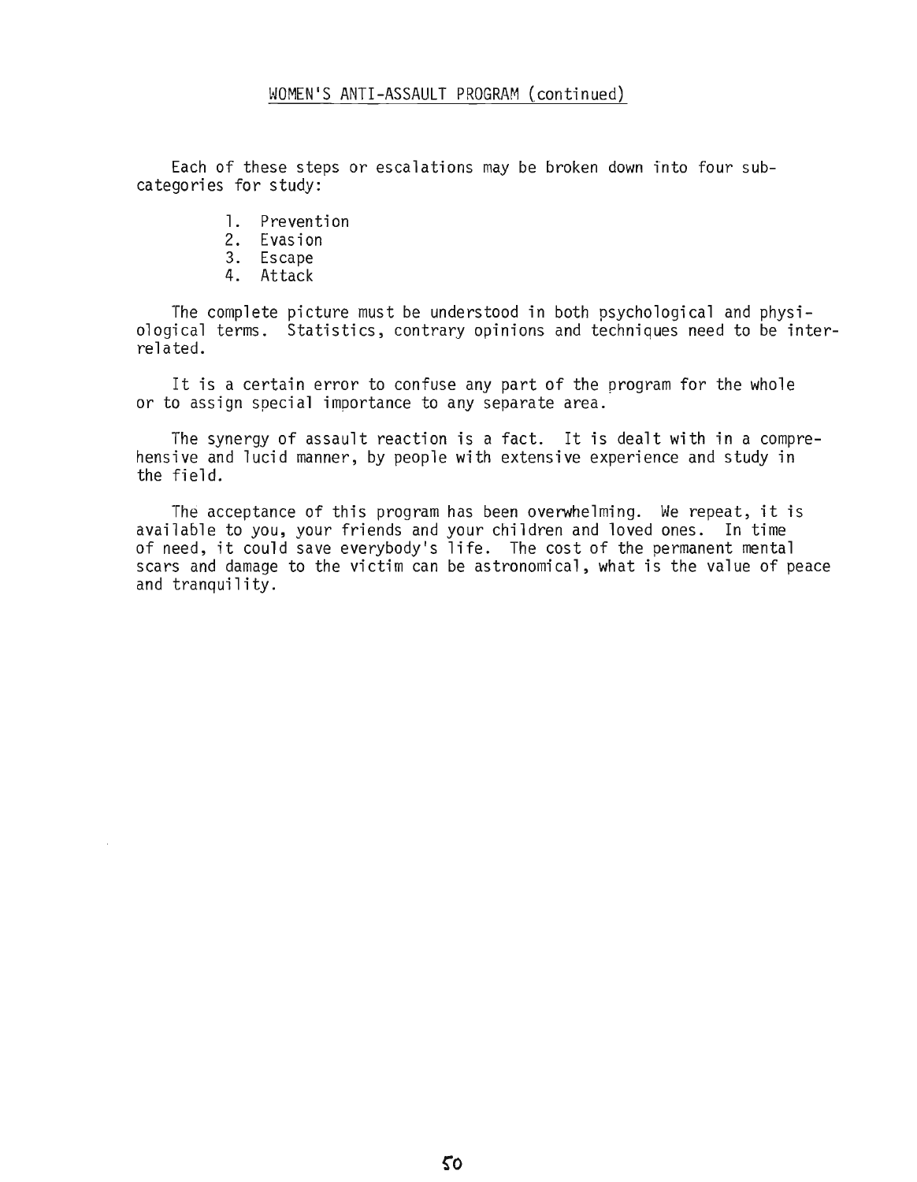WOMEN'S ANTI-ASSAULT PROGRAM (continued)

Each of these steps or escalations may be broken down into four sub-categories for study:

1. Prevention
2. Evasion
3. Escape
4. Attack

The complete picture must be understood in both psychological and physiological terms. Statistics, contrary opinions and techniques need to be interrelated.

It is a certain error to confuse any part of the program for the whole or to assign special importance to any separate area.

The synergy of assault reaction is a fact. It is dealt with in a comprehensive and lucid manner, by people with extensive experience and study in the field.

The acceptance of this program has been overwhelming. We repeat, it is available to you, your friends and your children and loved ones. In time of need, it could save everybody's life. The cost of the permanent mental scars and damage to the victim can be astronomical, what is the value of peace and tranquility.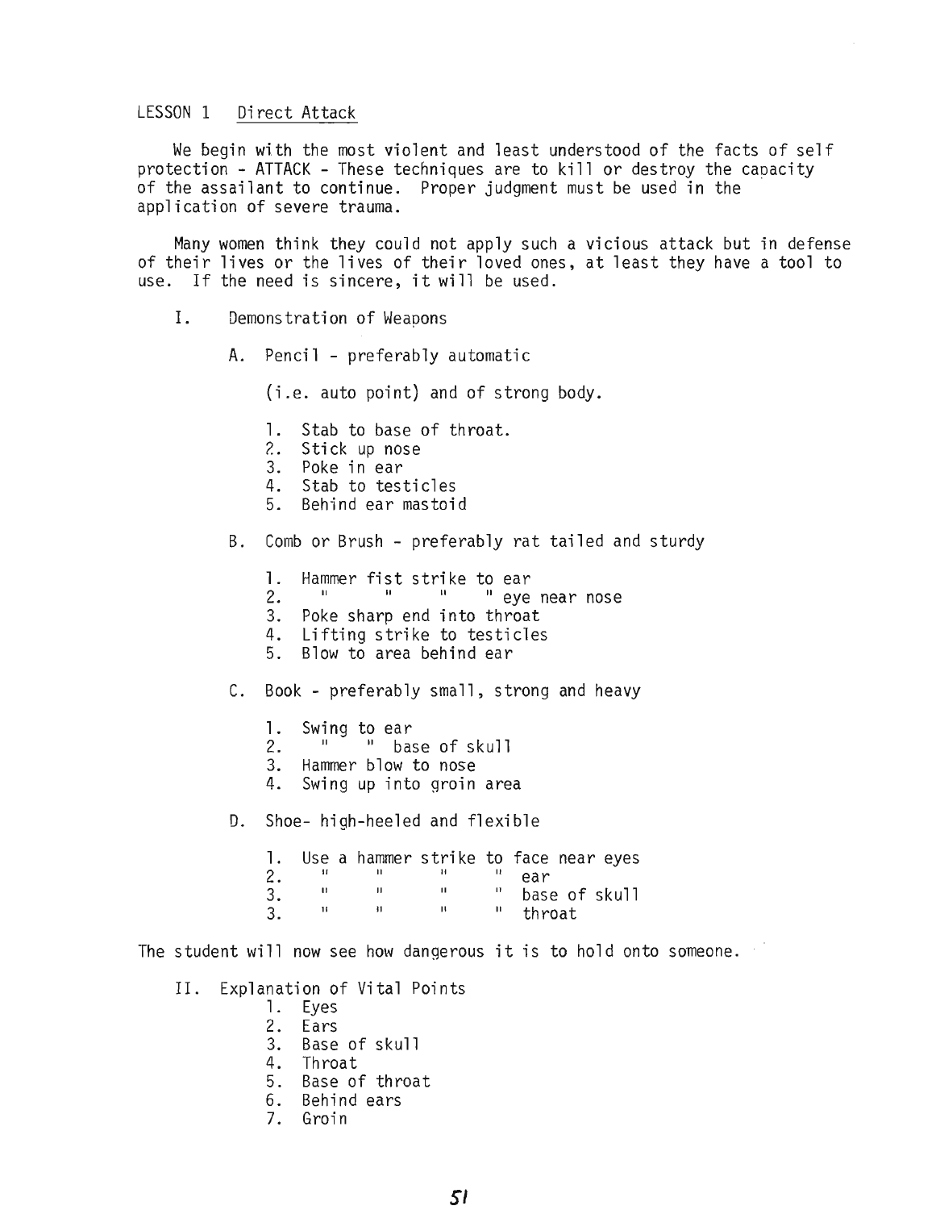LESSON 1 <u>Direct Attack</u>

We begin with the most violent and least understood of the facts of self protection - ATTACK - These techniques are to kill or destroy the capacity of the assailant to continue. Proper judgment must be used in the application of severe trauma.

Many women think they could not apply such a vicious attack but in defense of their lives or the lives of their loved ones, at least they have a tool to use. If the need is sincere, it will be used.

I. Demonstration of Weapons

A. Pencil - preferably automatic

(i.e. auto point) and of strong body.

1. Stab to base of throat.
2. Stick up nose
3. Poke in ear
4. Stab to testicles
5. Behind ear mastoid

B. Comb or Brush - preferably rat tailed and sturdy

1. Hammer fist strike to ear
2. " " " " eye near nose
3. Poke sharp end into throat
4. Lifting strike to testicles
5. Blow to area behind ear

C. Book - preferably small, strong and heavy

1. Swing to ear
2. " " base of skull
3. Hammer blow to nose
4. Swing up into groin area

D. Shoe- high-heeled and flexible

1. Use a hammer strike to face near eyes
2. " " " " ear
3. " " " " base of skull
3. " " " " throat

The student will now see how dangerous it is to hold onto someone.

II. Explanation of Vital Points

1. Eyes
2. Ears
3. Base of skull
4. Throat
5. Base of throat
6. Behind ears
7. Groin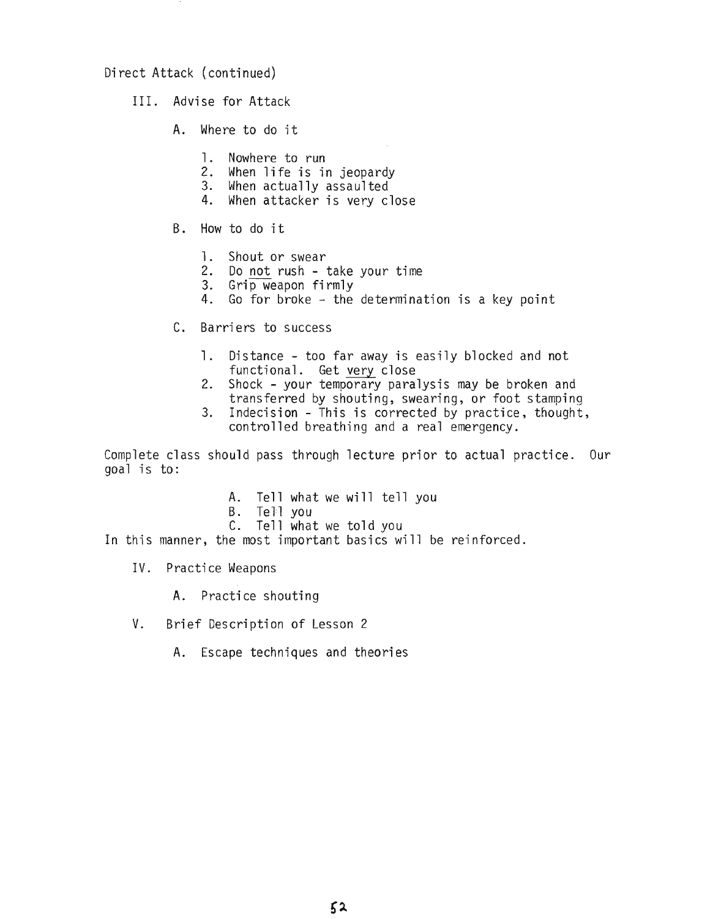Direct Attack (continued)

III. Advise for Attack

A. Where to do it

1. Nowhere to run
2. When life is in jeopardy
3. When actually assaulted
4. When attacker is very close

B. How to do it

1. Shout or swear
2. Do <u>not</u> rush - take your time
3. Grip weapon firmly
4. Go for broke - the determination is a key point

C. Barriers to success

1. Distance - too far away is easily blocked and not functional. Get <u>very</u> close
2. Shock - your temporary paralysis may be broken and transferred by shouting, swearing, or foot stamping
3. Indecision - This is corrected by practice, thought, controlled breathing and a real emergency.

Complete class should pass through lecture prior to actual practice. Our goal is to:

A. Tell what we will tell you
B. Tell you
C. Tell what we told you

In this manner, the most important basics will be reinforced.

IV. Practice Weapons

A. Practice shouting

V. Brief Description of Lesson 2

A. Escape techniques and theories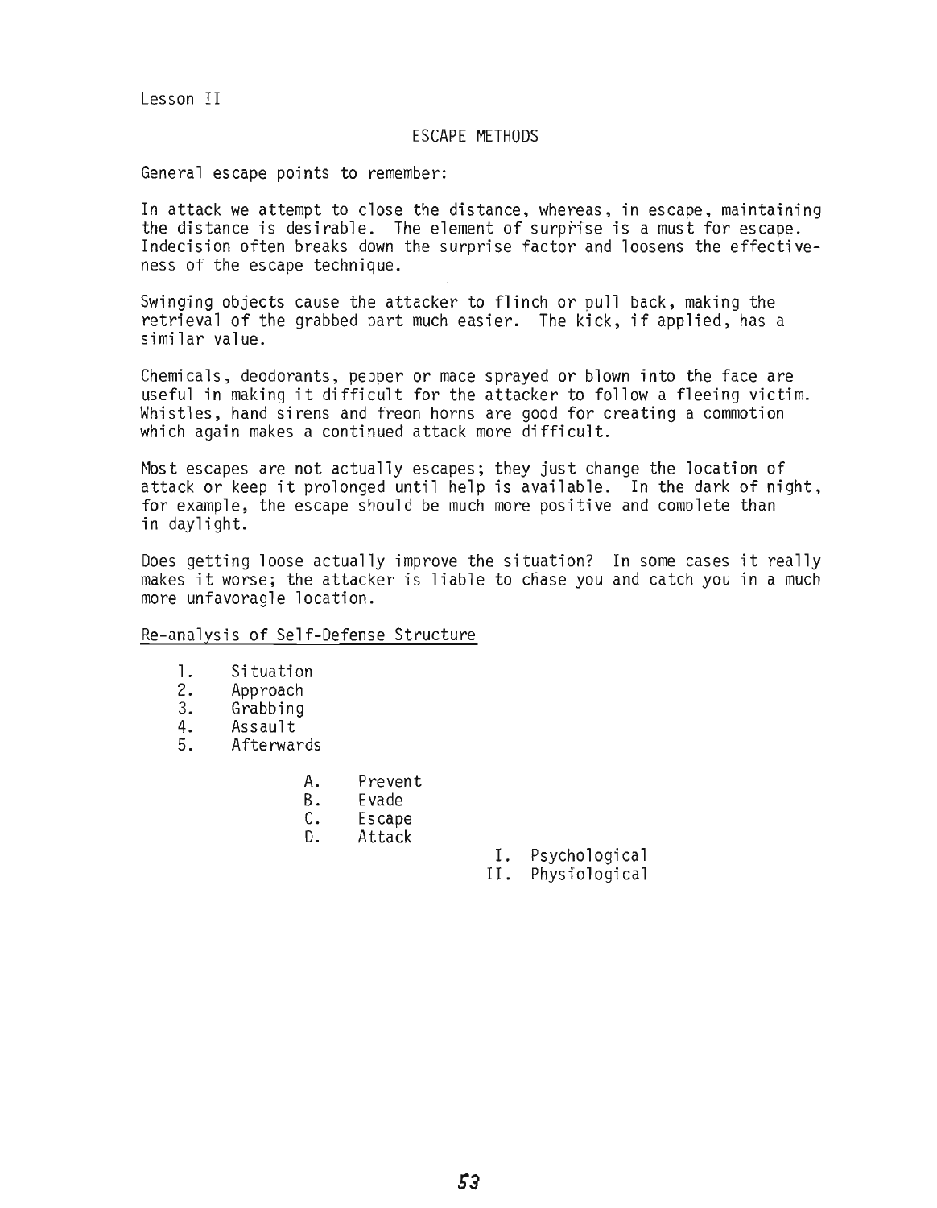Lesson II

## ESCAPE METHODS

General escape points to remember:

In attack we attempt to close the distance, whereas, in escape, maintaining the distance is desirable. The element of surprise is a must for escape. Indecision often breaks down the surprise factor and loosens the effectiveness of the escape technique.

Swinging objects cause the attacker to flinch or pull back, making the retrieval of the grabbed part much easier. The kick, if applied, has a similar value.

Chemicals, deodorants, pepper or mace sprayed or blown into the face are useful in making it difficult for the attacker to follow a fleeing victim. Whistles, hand sirens and freon horns are good for creating a commotion which again makes a continued attack more difficult.

Most escapes are not actually escapes; they just change the location of attack or keep it prolonged until help is available. In the dark of night, for example, the escape should be much more positive and complete than in daylight.

Does getting loose actually improve the situation? In some cases it really makes it worse; the attacker is liable to chase you and catch you in a much more unfavoragle location.

<u>Re-analysis of Self-Defense Structure</u>

1. Situation
2. Approach
3. Grabbing
4. Assault
5. Afterwards

   A. Prevent
   B. Evade
   C. Escape
   D. Attack

      I. Psychological
      II. Physiological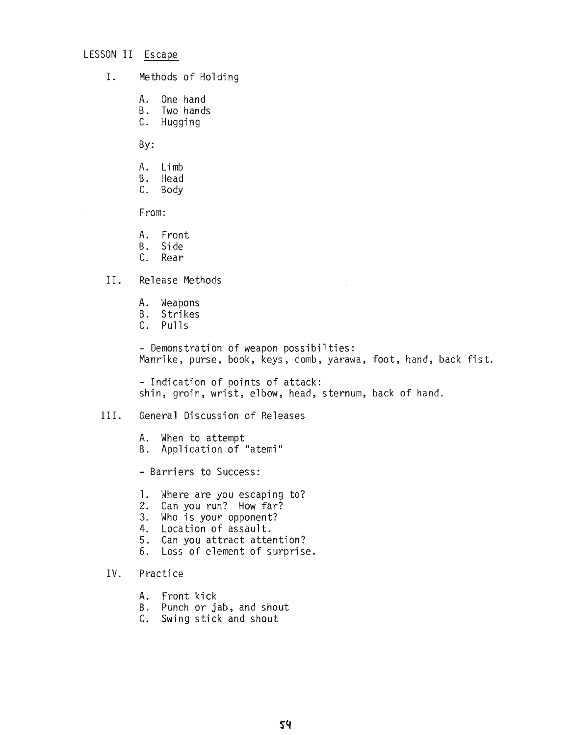## LESSON II Escape

I. Methods of Holding

A. One hand
B. Two hands
C. Hugging

By:

A. Limb
B. Head
C. Body

From:

A. Front
B. Side
C. Rear

II. Release Methods

A. Weapons
B. Strikes
C. Pulls

- Demonstration of weapon possibilties:
Manrike, purse, book, keys, comb, yarawa, foot, hand, back fist.

- Indication of points of attack:
shin, groin, wrist, elbow, head, sternum, back of hand.

III. General Discussion of Releases

A. When to attempt
B. Application of "atemi"

- Barriers to Success:

1. Where are you escaping to?
2. Can you run? How far?
3. Who is your opponent?
4. Location of assault.
5. Can you attract attention?
6. Loss of element of surprise.

IV. Practice

A. Front kick
B. Punch or jab, and shout
C. Swing stick and shout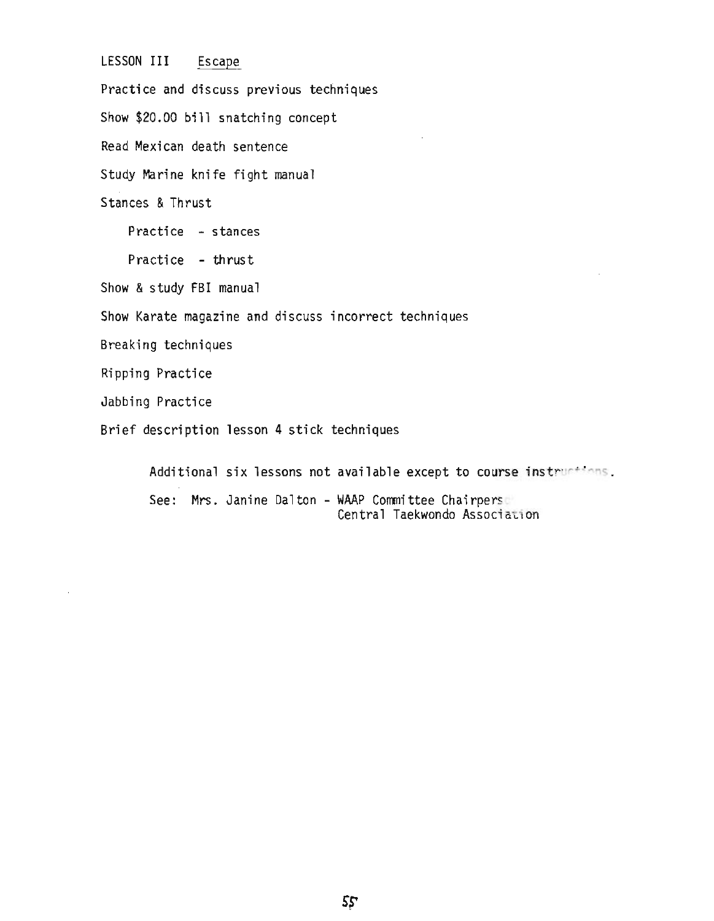LESSON III <u>Escape</u>

Practice and discuss previous techniques

Show $20.00 bill snatching concept

Read Mexican death sentence

Study Marine knife fight manual

Stances & Thrust

- Practice - stances
- Practice - thrust

Show & study FBI manual

Show Karate magazine and discuss incorrect techniques

Breaking techniques

Ripping Practice

Jabbing Practice

Brief description lesson 4 stick techniques

Additional six lessons not available except to course instructions.

See: Mrs. Janine Dalton - WAAP Committee Chairperson
Central Taekwondo Association